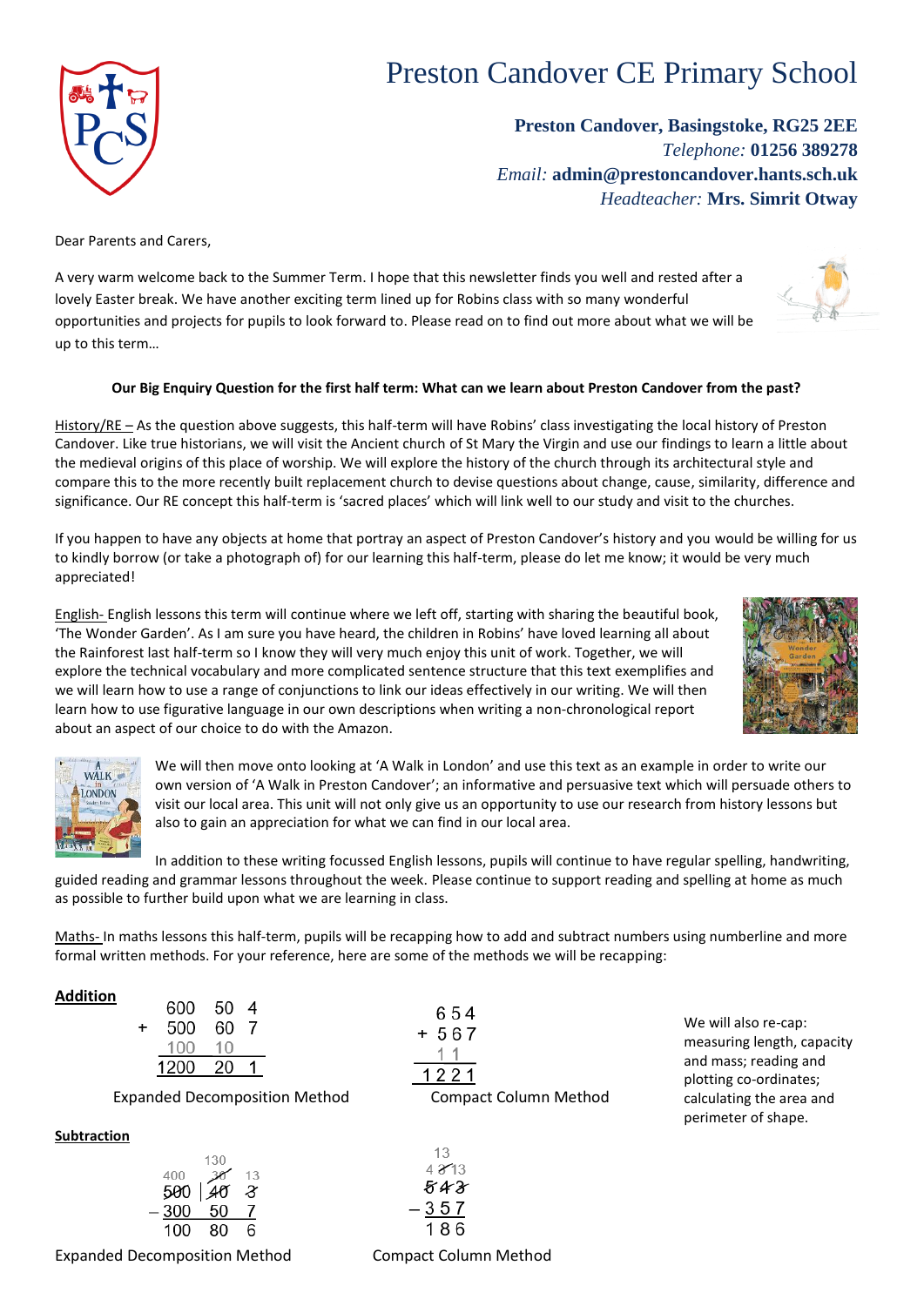# Preston Candover CE Primary School

**Preston Candover, Basingstoke, RG25 2EE**
*Telephone:* **01256 389278**
*Email:* **admin@prestoncandover.hants.sch.uk**
*Headteacher:* **Mrs. Simrit Otway**

Dear Parents and Carers,

A very warm welcome back to the Summer Term. I hope that this newsletter finds you well and rested after a lovely Easter break. We have another exciting term lined up for Robins class with so many wonderful opportunities and projects for pupils to look forward to. Please read on to find out more about what we will be up to this term…

**Our Big Enquiry Question for the first half term: What can we learn about Preston Candover from the past?**

History/RE – As the question above suggests, this half-term will have Robins' class investigating the local history of Preston Candover. Like true historians, we will visit the Ancient church of St Mary the Virgin and use our findings to learn a little about the medieval origins of this place of worship. We will explore the history of the church through its architectural style and compare this to the more recently built replacement church to devise questions about change, cause, similarity, difference and significance. Our RE concept this half-term is 'sacred places' which will link well to our study and visit to the churches.

If you happen to have any objects at home that portray an aspect of Preston Candover's history and you would be willing for us to kindly borrow (or take a photograph of) for our learning this half-term, please do let me know; it would be very much appreciated!

English- English lessons this term will continue where we left off, starting with sharing the beautiful book, 'The Wonder Garden'. As I am sure you have heard, the children in Robins' have loved learning all about the Rainforest last half-term so I know they will very much enjoy this unit of work. Together, we will explore the technical vocabulary and more complicated sentence structure that this text exemplifies and we will learn how to use a range of conjunctions to link our ideas effectively in our writing. We will then learn how to use figurative language in our own descriptions when writing a non-chronological report about an aspect of our choice to do with the Amazon.

We will then move onto looking at 'A Walk in London' and use this text as an example in order to write our own version of 'A Walk in Preston Candover'; an informative and persuasive text which will persuade others to visit our local area. This unit will not only give us an opportunity to use our research from history lessons but also to gain an appreciation for what we can find in our local area.

In addition to these writing focussed English lessons, pupils will continue to have regular spelling, handwriting, guided reading and grammar lessons throughout the week. Please continue to support reading and spelling at home as much as possible to further build upon what we are learning in class.

Maths- In maths lessons this half-term, pupils will be recapping how to add and subtract numbers using numberline and more formal written methods. For your reference, here are some of the methods we will be recapping:

**Addition**

```
    600   50   4
 +  500   60   7
    100   10
   1200   20   1
```

Expanded Decomposition Method

```
   654
 + 567
    11
  1221
```

Compact Column Method

We will also re-cap: measuring length, capacity and mass; reading and plotting co-ordinates; calculating the area and perimeter of shape.

**Subtraction**

```
          130
  400     30    13
  500  |  40     3
– 300     50     7
  100     80     6
```

Expanded Decomposition Method

```
   13
  4 3 13
   5 4 3
 – 3 5 7
   1 8 6
```

Compact Column Method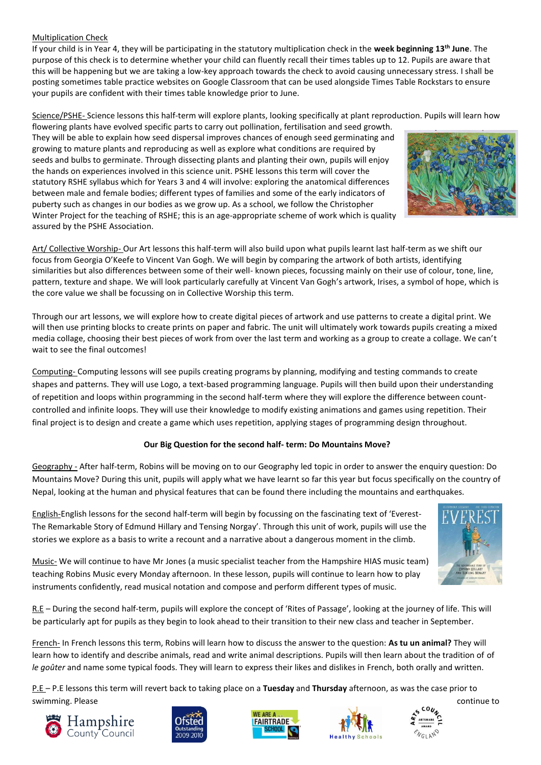Multiplication Check

If your child is in Year 4, they will be participating in the statutory multiplication check in the **week beginning 13th June**. The purpose of this check is to determine whether your child can fluently recall their times tables up to 12. Pupils are aware that this will be happening but we are taking a low-key approach towards the check to avoid causing unnecessary stress. I shall be posting sometimes table practice websites on Google Classroom that can be used alongside Times Table Rockstars to ensure your pupils are confident with their times table knowledge prior to June.

Science/PSHE- Science lessons this half-term will explore plants, looking specifically at plant reproduction. Pupils will learn how flowering plants have evolved specific parts to carry out pollination, fertilisation and seed growth. They will be able to explain how seed dispersal improves chances of enough seed germinating and growing to mature plants and reproducing as well as explore what conditions are required by seeds and bulbs to germinate. Through dissecting plants and planting their own, pupils will enjoy the hands on experiences involved in this science unit. PSHE lessons this term will cover the statutory RSHE syllabus which for Years 3 and 4 will involve: exploring the anatomical differences between male and female bodies; different types of families and some of the early indicators of puberty such as changes in our bodies as we grow up. As a school, we follow the Christopher Winter Project for the teaching of RSHE; this is an age-appropriate scheme of work which is quality assured by the PSHE Association.

Art/ Collective Worship- Our Art lessons this half-term will also build upon what pupils learnt last half-term as we shift our focus from Georgia O'Keefe to Vincent Van Gogh. We will begin by comparing the artwork of both artists, identifying similarities but also differences between some of their well- known pieces, focussing mainly on their use of colour, tone, line, pattern, texture and shape. We will look particularly carefully at Vincent Van Gogh's artwork, Irises, a symbol of hope, which is the core value we shall be focussing on in Collective Worship this term.

Through our art lessons, we will explore how to create digital pieces of artwork and use patterns to create a digital print. We will then use printing blocks to create prints on paper and fabric. The unit will ultimately work towards pupils creating a mixed media collage, choosing their best pieces of work from over the last term and working as a group to create a collage. We can't wait to see the final outcomes!

Computing- Computing lessons will see pupils creating programs by planning, modifying and testing commands to create shapes and patterns. They will use Logo, a text-based programming language. Pupils will then build upon their understanding of repetition and loops within programming in the second half-term where they will explore the difference between count-controlled and infinite loops. They will use their knowledge to modify existing animations and games using repetition. Their final project is to design and create a game which uses repetition, applying stages of programming design throughout.

**Our Big Question for the second half- term: Do Mountains Move?**

Geography - After half-term, Robins will be moving on to our Geography led topic in order to answer the enquiry question: Do Mountains Move? During this unit, pupils will apply what we have learnt so far this year but focus specifically on the country of Nepal, looking at the human and physical features that can be found there including the mountains and earthquakes.

English-English lessons for the second half-term will begin by focussing on the fascinating text of 'Everest- The Remarkable Story of Edmund Hillary and Tensing Norgay'. Through this unit of work, pupils will use the stories we explore as a basis to write a recount and a narrative about a dangerous moment in the climb.

Music- We will continue to have Mr Jones (a music specialist teacher from the Hampshire HIAS music team) teaching Robins Music every Monday afternoon. In these lesson, pupils will continue to learn how to play instruments confidently, read musical notation and compose and perform different types of music.

R.E – During the second half-term, pupils will explore the concept of 'Rites of Passage', looking at the journey of life. This will be particularly apt for pupils as they begin to look ahead to their transition to their new class and teacher in September.

French- In French lessons this term, Robins will learn how to discuss the answer to the question: **As tu un animal?** They will learn how to identify and describe animals, read and write animal descriptions. Pupils will then learn about the tradition of of *le goûter* and name some typical foods. They will learn to express their likes and dislikes in French, both orally and written.

P.E – P.E lessons this term will revert back to taking place on a **Tuesday** and **Thursday** afternoon, as was the case prior to swimming. Please continue to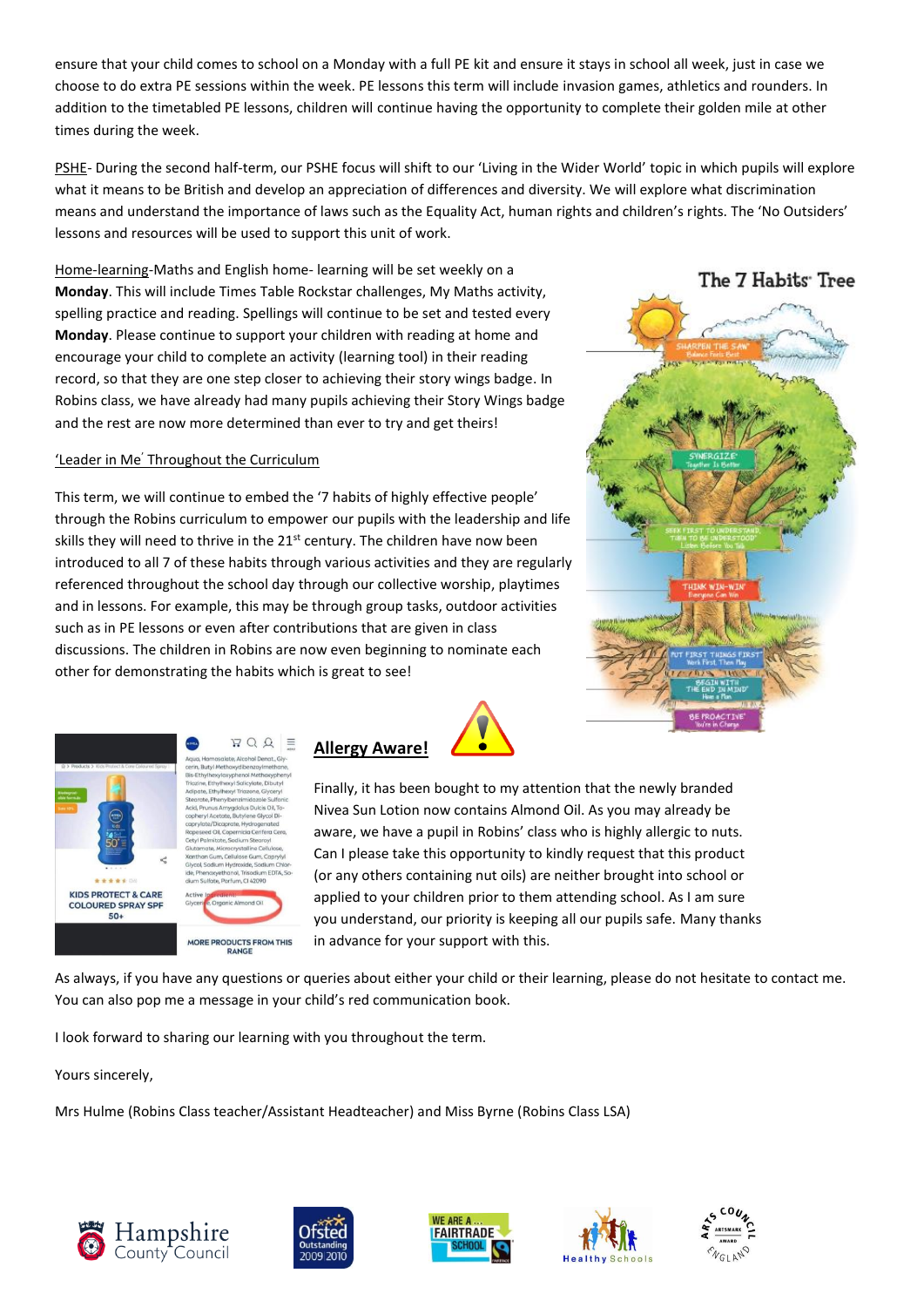ensure that your child comes to school on a Monday with a full PE kit and ensure it stays in school all week, just in case we choose to do extra PE sessions within the week. PE lessons this term will include invasion games, athletics and rounders. In addition to the timetabled PE lessons, children will continue having the opportunity to complete their golden mile at other times during the week.

PSHE- During the second half-term, our PSHE focus will shift to our 'Living in the Wider World' topic in which pupils will explore what it means to be British and develop an appreciation of differences and diversity. We will explore what discrimination means and understand the importance of laws such as the Equality Act, human rights and children's rights. The 'No Outsiders' lessons and resources will be used to support this unit of work.

Home-learning-Maths and English home- learning will be set weekly on a **Monday**. This will include Times Table Rockstar challenges, My Maths activity, spelling practice and reading. Spellings will continue to be set and tested every **Monday**. Please continue to support your children with reading at home and encourage your child to complete an activity (learning tool) in their reading record, so that they are one step closer to achieving their story wings badge. In Robins class, we have already had many pupils achieving their Story Wings badge and the rest are now more determined than ever to try and get theirs!

'Leader in Me' Throughout the Curriculum

This term, we will continue to embed the '7 habits of highly effective people' through the Robins curriculum to empower our pupils with the leadership and life skills they will need to thrive in the 21st century. The children have now been introduced to all 7 of these habits through various activities and they are regularly referenced throughout the school day through our collective worship, playtimes and in lessons. For example, this may be through group tasks, outdoor activities such as in PE lessons or even after contributions that are given in class discussions. The children in Robins are now even beginning to nominate each other for demonstrating the habits which is great to see!

The 7 Habits Tree

SHARPEN THE SAW Balance Feels Best
SYNERGIZE Together Is Better
SEEK FIRST TO UNDERSTAND, THEN TO BE UNDERSTOOD Listen Before You Talk
THINK WIN-WIN Everyone Can Win
PUT FIRST THINGS FIRST Work First, Then Play
BEGIN WITH THE END IN MIND Have a Plan
BE PROACTIVE You're in Charge

## Allergy Aware!

Finally, it has been bought to my attention that the newly branded Nivea Sun Lotion now contains Almond Oil. As you may already be aware, we have a pupil in Robins' class who is highly allergic to nuts. Can I please take this opportunity to kindly request that this product (or any others containing nut oils) are neither brought into school or applied to your children prior to them attending school. As I am sure you understand, our priority is keeping all our pupils safe. Many thanks in advance for your support with this.

As always, if you have any questions or queries about either your child or their learning, please do not hesitate to contact me. You can also pop me a message in your child's red communication book.

I look forward to sharing our learning with you throughout the term.

Yours sincerely,

Mrs Hulme (Robins Class teacher/Assistant Headteacher) and Miss Byrne (Robins Class LSA)